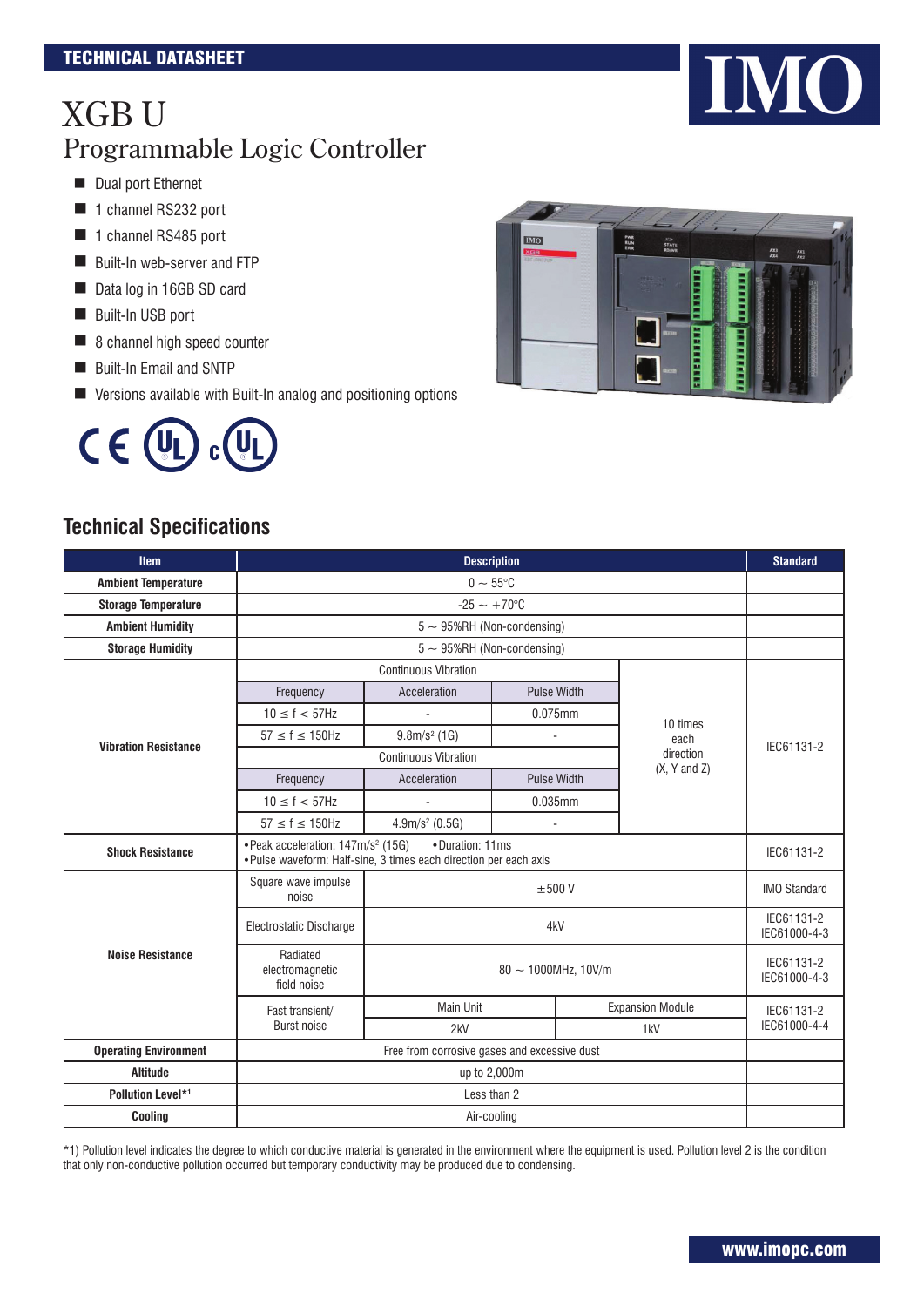TECHNICAL DATASHEET

# XGB U
## Programmable Logic Controller

- Dual port Ethernet
- 1 channel RS232 port
- 1 channel RS485 port
- Built-In web-server and FTP
- Data log in 16GB SD card
- Built-In USB port
- 8 channel high speed counter
- Built-In Email and SNTP
- Versions available with Built-In analog and positioning options

## Technical Specifications

| Item | Description | | | | Standard |
|---|---|---|---|---|---|
| Ambient Temperature | 0 ~ 55°C | | | | |
| Storage Temperature | -25 ~ +70°C | | | | |
| Ambient Humidity | 5 ~ 95%RH (Non-condensing) | | | | |
| Storage Humidity | 5 ~ 95%RH (Non-condensing) | | | | |
| Vibration Resistance | Continuous Vibration | | | 10 times each direction (X, Y and Z) | IEC61131-2 |
| | Frequency | Acceleration | Pulse Width | | |
| | $10 \leq f < 57$Hz | - | 0.075mm | | |
| | $57 \leq f \leq 150$Hz | 9.8m/s² (1G) | - | | |
| | Continuous Vibration | | | | |
| | Frequency | Acceleration | Pulse Width | | |
| | $10 \leq f < 57$Hz | - | 0.035mm | | |
| | $57 \leq f \leq 150$Hz | 4.9m/s² (0.5G) | - | | |
| Shock Resistance | •Peak acceleration: 147m/s² (15G) •Duration: 11ms<br>•Pulse waveform: Half-sine, 3 times each direction per each axis | | | | IEC61131-2 |
| Noise Resistance | Square wave impulse noise | ±500 V | | | IMO Standard |
| | Electrostatic Discharge | 4kV | | | IEC61131-2<br>IEC61000-4-3 |
| | Radiated electromagnetic field noise | 80 ~ 1000MHz, 10V/m | | | IEC61131-2<br>IEC61000-4-3 |
| | Fast transient/ Burst noise | Main Unit | | Expansion Module | IEC61131-2<br>IEC61000-4-4 |
| | | 2kV | | 1kV | |
| Operating Environment | Free from corrosive gases and excessive dust | | | | |
| Altitude | up to 2,000m | | | | |
| Pollution Level*1 | Less than 2 | | | | |
| Cooling | Air-cooling | | | | |

*1) Pollution level indicates the degree to which conductive material is generated in the environment where the equipment is used. Pollution level 2 is the condition that only non-conductive pollution occurred but temporary conductivity may be produced due to condensing.

www.imopc.com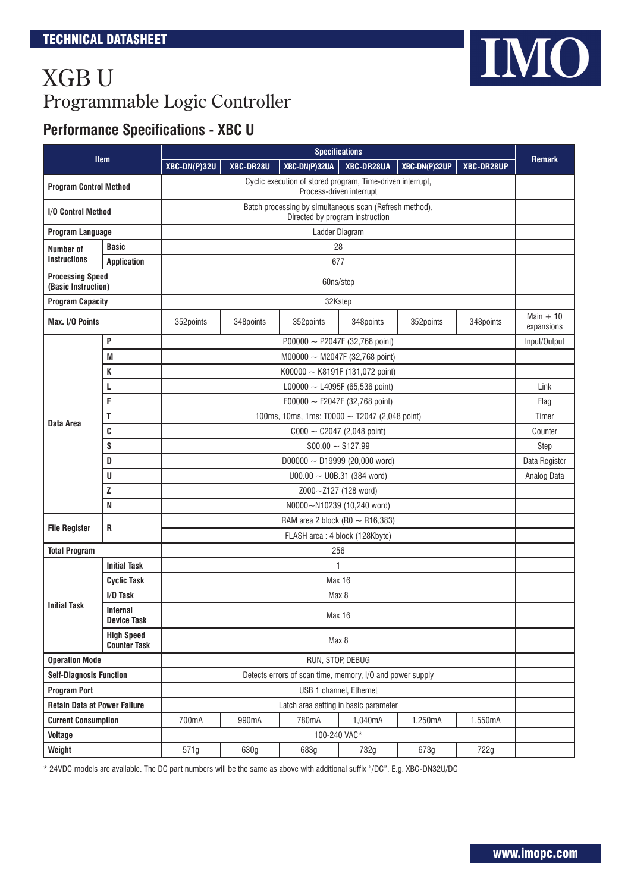TECHNICAL DATASHEET

# XGB U
## Programmable Logic Controller

### Performance Specifications - XBC U

| Item | | Specifications | | | | | | Remark |
|---|---|---|---|---|---|---|---|---|
| | | XBC-DN(P)32U | XBC-DR28U | XBC-DN(P)32UA | XBC-DR28UA | XBC-DN(P)32UP | XBC-DR28UP | |
| **Program Control Method** | | Cyclic execution of stored program, Time-driven interrupt, Process-driven interrupt | | | | | | |
| **I/O Control Method** | | Batch processing by simultaneous scan (Refresh method), Directed by program instruction | | | | | | |
| **Program Language** | | Ladder Diagram | | | | | | |
| **Number of Instructions** | **Basic** | 28 | | | | | | |
| | **Application** | 677 | | | | | | |
| **Processing Speed (Basic Instruction)** | | 60ns/step | | | | | | |
| **Program Capacity** | | 32Kstep | | | | | | |
| **Max. I/O Points** | | 352points | 348points | 352points | 348points | 352points | 348points | Main + 10 expansions |
| **Data Area** | **P** | P00000 ~ P2047F (32,768 point) | | | | | | Input/Output |
| | **M** | M00000 ~ M2047F (32,768 point) | | | | | | |
| | **K** | K00000 ~ K8191F (131,072 point) | | | | | | |
| | **L** | L00000 ~ L4095F (65,536 point) | | | | | | Link |
| | **F** | F00000 ~ F2047F (32,768 point) | | | | | | Flag |
| | **T** | 100ms, 10ms, 1ms: T0000 ~ T2047 (2,048 point) | | | | | | Timer |
| | **C** | C000 ~ C2047 (2,048 point) | | | | | | Counter |
| | **S** | S00.00 ~ S127.99 | | | | | | Step |
| | **D** | D00000 ~ D19999 (20,000 word) | | | | | | Data Register |
| | **U** | U00.00 ~ U0B.31 (384 word) | | | | | | Analog Data |
| | **Z** | Z000~Z127 (128 word) | | | | | | |
| | **N** | N0000~N10239 (10,240 word) | | | | | | |
| **File Register** | **R** | RAM area 2 block (R0 ~ R16,383) | | | | | | |
| | | FLASH area : 4 block (128Kbyte) | | | | | | |
| **Total Program** | | 256 | | | | | | |
| **Initial Task** | **Initial Task** | 1 | | | | | | |
| | **Cyclic Task** | Max 16 | | | | | | |
| | **I/O Task** | Max 8 | | | | | | |
| | **Internal Device Task** | Max 16 | | | | | | |
| | **High Speed Counter Task** | Max 8 | | | | | | |
| **Operation Mode** | | RUN, STOP, DEBUG | | | | | | |
| **Self-Diagnosis Function** | | Detects errors of scan time, memory, I/O and power supply | | | | | | |
| **Program Port** | | USB 1 channel, Ethernet | | | | | | |
| **Retain Data at Power Failure** | | Latch area setting in basic parameter | | | | | | |
| **Current Consumption** | | 700mA | 990mA | 780mA | 1,040mA | 1,250mA | 1,550mA | |
| **Voltage** | | 100-240 VAC* | | | | | | |
| **Weight** | | 571g | 630g | 683g | 732g | 673g | 722g | |

* 24VDC models are available. The DC part numbers will be the same as above with additional suffix "/DC". E.g. XBC-DN32U/DC

www.imopc.com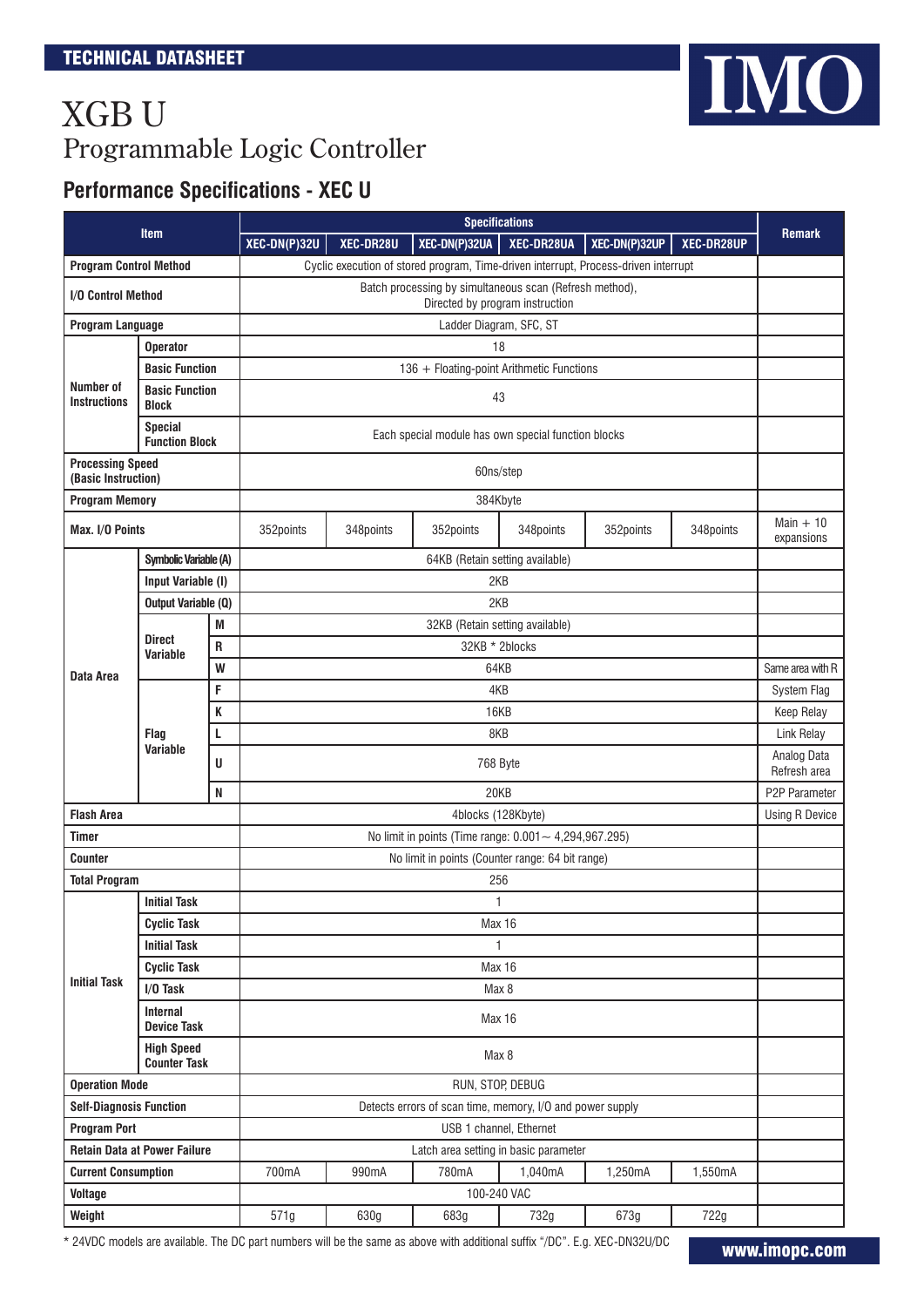# XGB U
## Programmable Logic Controller

### Performance Specifications - XEC U

| Item | | | Specifications | | | | | | Remark |
|---|---|---|---|---|---|---|---|---|---|
| | | | XEC-DN(P)32U | XEC-DR28U | XEC-DN(P)32UA | XEC-DR28UA | XEC-DN(P)32UP | XEC-DR28UP | |
| Program Control Method | | | Cyclic execution of stored program, Time-driven interrupt, Process-driven interrupt | | | | | | |
| I/O Control Method | | | Batch processing by simultaneous scan (Refresh method), Directed by program instruction | | | | | | |
| Program Language | | | Ladder Diagram, SFC, ST | | | | | | |
| Number of Instructions | Operator | | 18 | | | | | | |
| | Basic Function | | 136 + Floating-point Arithmetic Functions | | | | | | |
| | Basic Function Block | | 43 | | | | | | |
| | Special Function Block | | Each special module has own special function blocks | | | | | | |
| Processing Speed (Basic Instruction) | | | 60ns/step | | | | | | |
| Program Memory | | | 384Kbyte | | | | | | |
| Max. I/O Points | | | 352points | 348points | 352points | 348points | 352points | 348points | Main + 10 expansions |
| Data Area | Symbolic Variable (A) | | 64KB (Retain setting available) | | | | | | |
| | Input Variable (I) | | 2KB | | | | | | |
| | Output Variable (Q) | | 2KB | | | | | | |
| | Direct Variable | M | 32KB (Retain setting available) | | | | | | |
| | | R | 32KB * 2blocks | | | | | | |
| | | W | 64KB | | | | | | Same area with R |
| | Flag Variable | F | 4KB | | | | | | System Flag |
| | | K | 16KB | | | | | | Keep Relay |
| | | L | 8KB | | | | | | Link Relay |
| | | U | 768 Byte | | | | | | Analog Data Refresh area |
| | | N | 20KB | | | | | | P2P Parameter |
| Flash Area | | | 4blocks (128Kbyte) | | | | | | Using R Device |
| Timer | | | No limit in points (Time range: 0.001∼ 4,294,967.295) | | | | | | |
| Counter | | | No limit in points (Counter range: 64 bit range) | | | | | | |
| Total Program | | | 256 | | | | | | |
| Initial Task | Initial Task | | 1 | | | | | | |
| | Cyclic Task | | Max 16 | | | | | | |
| | Initial Task | | 1 | | | | | | |
| | Cyclic Task | | Max 16 | | | | | | |
| | I/O Task | | Max 8 | | | | | | |
| | Internal Device Task | | Max 16 | | | | | | |
| | High Speed Counter Task | | Max 8 | | | | | | |
| Operation Mode | | | RUN, STOP, DEBUG | | | | | | |
| Self-Diagnosis Function | | | Detects errors of scan time, memory, I/O and power supply | | | | | | |
| Program Port | | | USB 1 channel, Ethernet | | | | | | |
| Retain Data at Power Failure | | | Latch area setting in basic parameter | | | | | | |
| Current Consumption | | | 700mA | 990mA | 780mA | 1,040mA | 1,250mA | 1,550mA | |
| Voltage | | | 100-240 VAC | | | | | | |
| Weight | | | 571g | 630g | 683g | 732g | 673g | 722g | |

* 24VDC models are available. The DC part numbers will be the same as above with additional suffix "/DC". E.g. XEC-DN32U/DC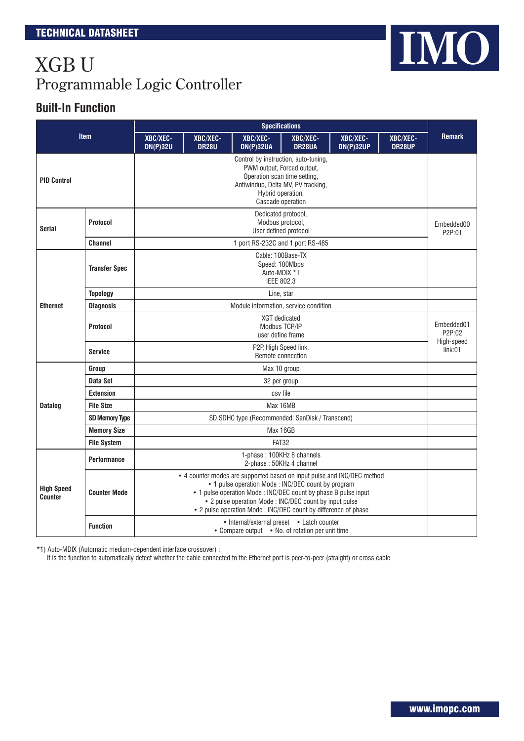# XGB U

## Programmable Logic Controller

### Built-In Function

| Item | | Specifications | | | | | | Remark |
|---|---|---|---|---|---|---|---|---|
| | | XBC/XEC-DN(P)32U | XBC/XEC-DR28U | XBC/XEC-DN(P)32UA | XBC/XEC-DR28UA | XBC/XEC-DN(P)32UP | XBC/XEC-DR28UP | |
| PID Control | | Control by instruction, auto-tuning, PWM output, Forced output, Operation scan time setting, Antiwindup, Delta MV, PV tracking, Hybrid operation, Cascade operation | | | | | | |
| Serial | Protocol | Dedicated protocol, Modbus protocol, User defined protocol | | | | | | Embedded00 P2P:01 |
| | Channel | 1 port RS-232C and 1 port RS-485 | | | | | | |
| Ethernet | Transfer Spec | Cable: 100Base-TX Speed: 100Mbps Auto-MDIX *1 IEEE 802.3 | | | | | | |
| | Topology | Line, star | | | | | | |
| | Diagnosis | Module information, service condition | | | | | | |
| | Protocol | XGT dedicated Modbus TCP/IP user define frame | | | | | | Embedded01 P2P:02 High-speed link:01 |
| | Service | P2P, High Speed link, Remote connection | | | | | | |
| Datalog | Group | Max 10 group | | | | | | |
| | Data Set | 32 per group | | | | | | |
| | Extension | csv file | | | | | | |
| | File Size | Max 16MB | | | | | | |
| | SD Memory Type | SD,SDHC type (Recommended: SanDisk / Transcend) | | | | | | |
| | Memory Size | Max 16GB | | | | | | |
| | File System | FAT32 | | | | | | |
| High Speed Counter | Performance | 1-phase : 100KHz 8 channels 2-phase : 50KHz 4 channel | | | | | | |
| | Counter Mode | • 4 counter modes are supported based on input pulse and INC/DEC method • 1 pulse operation Mode : INC/DEC count by program • 1 pulse operation Mode : INC/DEC count by phase B pulse input • 2 pulse operation Mode : INC/DEC count by input pulse • 2 pulse operation Mode : INC/DEC count by difference of phase | | | | | | |
| | Function | • Internal/external preset • Latch counter • Compare output • No. of rotation per unit time | | | | | | |

*1) Auto-MDIX (Automatic medium-dependent interface crossover) :
It is the function to automatically detect whether the cable connected to the Ethernet port is peer-to-peer (straight) or cross cable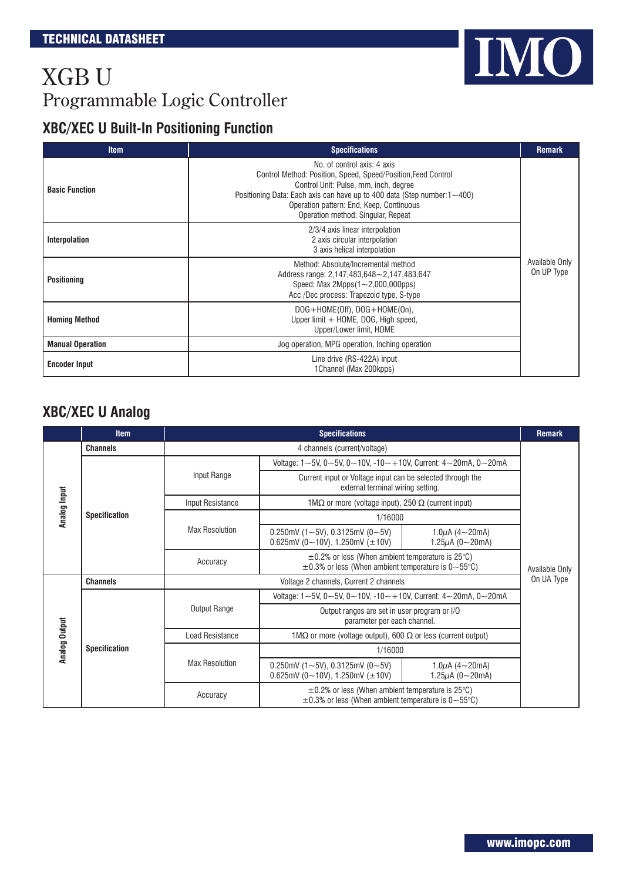# XGB U
## Programmable Logic Controller

### XBC/XEC U Built-In Positioning Function

| Item | Specifications | Remark |
|---|---|---|
| **Basic Function** | No. of control axis: 4 axis<br>Control Method: Position, Speed, Speed/Position,Feed Control<br>Control Unit: Pulse, mm, inch, degree<br>Positioning Data: Each axis can have up to 400 data (Step number:1～400)<br>Operation pattern: End, Keep, Continuous<br>Operation method: Singular, Repeat | Available Only On UP Type |
| **Interpolation** | 2/3/4 axis linear interpolation<br>2 axis circular interpolation<br>3 axis helical interpolation | |
| **Positioning** | Method: Absolute/Incremental method<br>Address range: 2,147,483,648～2,147,483,647<br>Speed: Max 2Mpps(1～2,000,000pps)<br>Acc /Dec process: Trapezoid type, S-type | |
| **Homing Method** | DOG+HOME(Off), DOG+HOME(On),<br>Upper limit + HOME, DOG, High speed,<br>Upper/Lower limit, HOME | |
| **Manual Operation** | Jog operation, MPG operation, Inching operation | |
| **Encoder Input** | Line drive (RS-422A) input<br>1Channel (Max 200kpps) | |

### XBC/XEC U Analog

| | Item | | Specifications | | Remark |
|---|---|---|---|---|---|
| **Analog Input** | **Channels** | 4 channels (current/voltage) | | | Available Only On UA Type |
| | **Specification** | Input Range | Voltage: 1～5V, 0～5V, 0～10V, -10～+10V, Current: 4～20mA, 0～20mA | | |
| | | | Current input or Voltage input can be selected through the external terminal wiring setting. | | |
| | | Input Resistance | 1MΩ or more (voltage input), 250 Ω (current input) | | |
| | | Max Resolution | 1/16000 | | |
| | | | 0.250mV (1～5V), 0.3125mV (0～5V)<br>0.625mV (0～10V), 1.250mV (±10V) | 1.0μA (4～20mA)<br>1.25μA (0～20mA) | |
| | | Accuracy | ±0.2% or less (When ambient temperature is 25℃)<br>±0.3% or less (When ambient temperature is 0～55℃) | | |
| **Analog Output** | **Channels** | Voltage 2 channels, Current 2 channels | | | |
| | **Specification** | Output Range | Voltage: 1～5V, 0～5V, 0～10V, -10～+10V, Current: 4～20mA, 0～20mA | | |
| | | | Output ranges are set in user program or I/O parameter per each channel. | | |
| | | Load Resistance | 1MΩ or more (voltage output), 600 Ω or less (current output) | | |
| | | Max Resolution | 1/16000 | | |
| | | | 0.250mV (1～5V), 0.3125mV (0～5V)<br>0.625mV (0～10V), 1.250mV (±10V) | 1.0μA (4～20mA)<br>1.25μA (0～20mA) | |
| | | Accuracy | ±0.2% or less (When ambient temperature is 25℃)<br>±0.3% or less (When ambient temperature is 0～55℃) | | |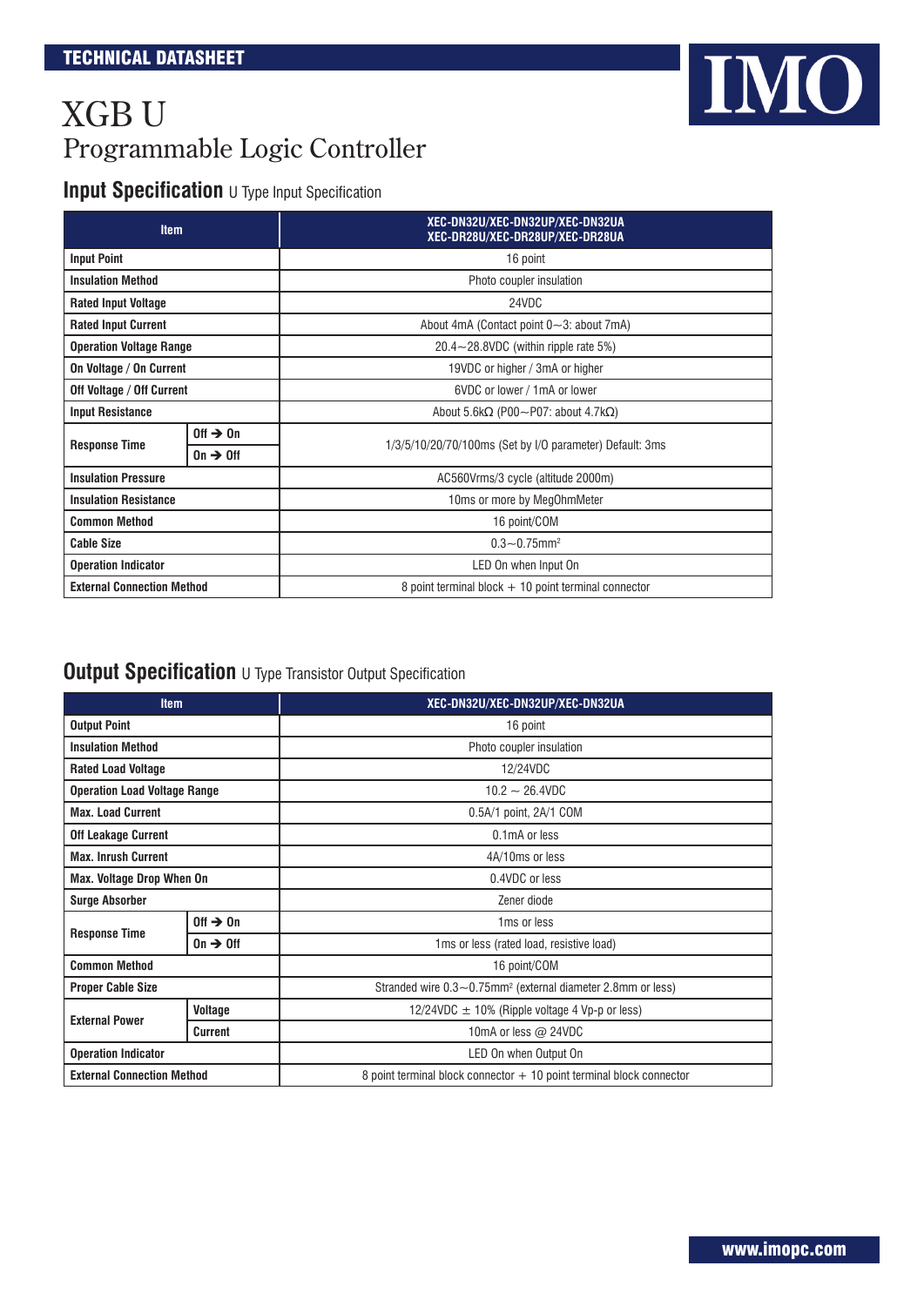# XGB U
## Programmable Logic Controller

### Input Specification U Type Input Specification

| Item | | XEC-DN32U/XEC-DN32UP/XEC-DN32UA XEC-DR28U/XEC-DR28UP/XEC-DR28UA |
|---|---|---|
| **Input Point** | | 16 point |
| **Insulation Method** | | Photo coupler insulation |
| **Rated Input Voltage** | | 24VDC |
| **Rated Input Current** | | About 4mA (Contact point 0~3: about 7mA) |
| **Operation Voltage Range** | | 20.4~28.8VDC (within ripple rate 5%) |
| **On Voltage / On Current** | | 19VDC or higher / 3mA or higher |
| **Off Voltage / Off Current** | | 6VDC or lower / 1mA or lower |
| **Input Resistance** | | About 5.6kΩ (P00~P07: about 4.7kΩ) |
| **Response Time** | **Off → On** | 1/3/5/10/20/70/100ms (Set by I/O parameter) Default: 3ms |
| | **On → Off** | |
| **Insulation Pressure** | | AC560Vrms/3 cycle (altitude 2000m) |
| **Insulation Resistance** | | 10ms or more by MegOhmMeter |
| **Common Method** | | 16 point/COM |
| **Cable Size** | | 0.3~0.75mm² |
| **Operation Indicator** | | LED On when Input On |
| **External Connection Method** | | 8 point terminal block + 10 point terminal connector |

### Output Specification U Type Transistor Output Specification

| Item | | XEC-DN32U/XEC-DN32UP/XEC-DN32UA |
|---|---|---|
| **Output Point** | | 16 point |
| **Insulation Method** | | Photo coupler insulation |
| **Rated Load Voltage** | | 12/24VDC |
| **Operation Load Voltage Range** | | 10.2 ~ 26.4VDC |
| **Max. Load Current** | | 0.5A/1 point, 2A/1 COM |
| **Off Leakage Current** | | 0.1mA or less |
| **Max. Inrush Current** | | 4A/10ms or less |
| **Max. Voltage Drop When On** | | 0.4VDC or less |
| **Surge Absorber** | | Zener diode |
| **Response Time** | **Off → On** | 1ms or less |
| | **On → Off** | 1ms or less (rated load, resistive load) |
| **Common Method** | | 16 point/COM |
| **Proper Cable Size** | | Stranded wire 0.3~0.75mm² (external diameter 2.8mm or less) |
| **External Power** | **Voltage** | 12/24VDC ± 10% (Ripple voltage 4 Vp-p or less) |
| | **Current** | 10mA or less @ 24VDC |
| **Operation Indicator** | | LED On when Output On |
| **External Connection Method** | | 8 point terminal block connector + 10 point terminal block connector |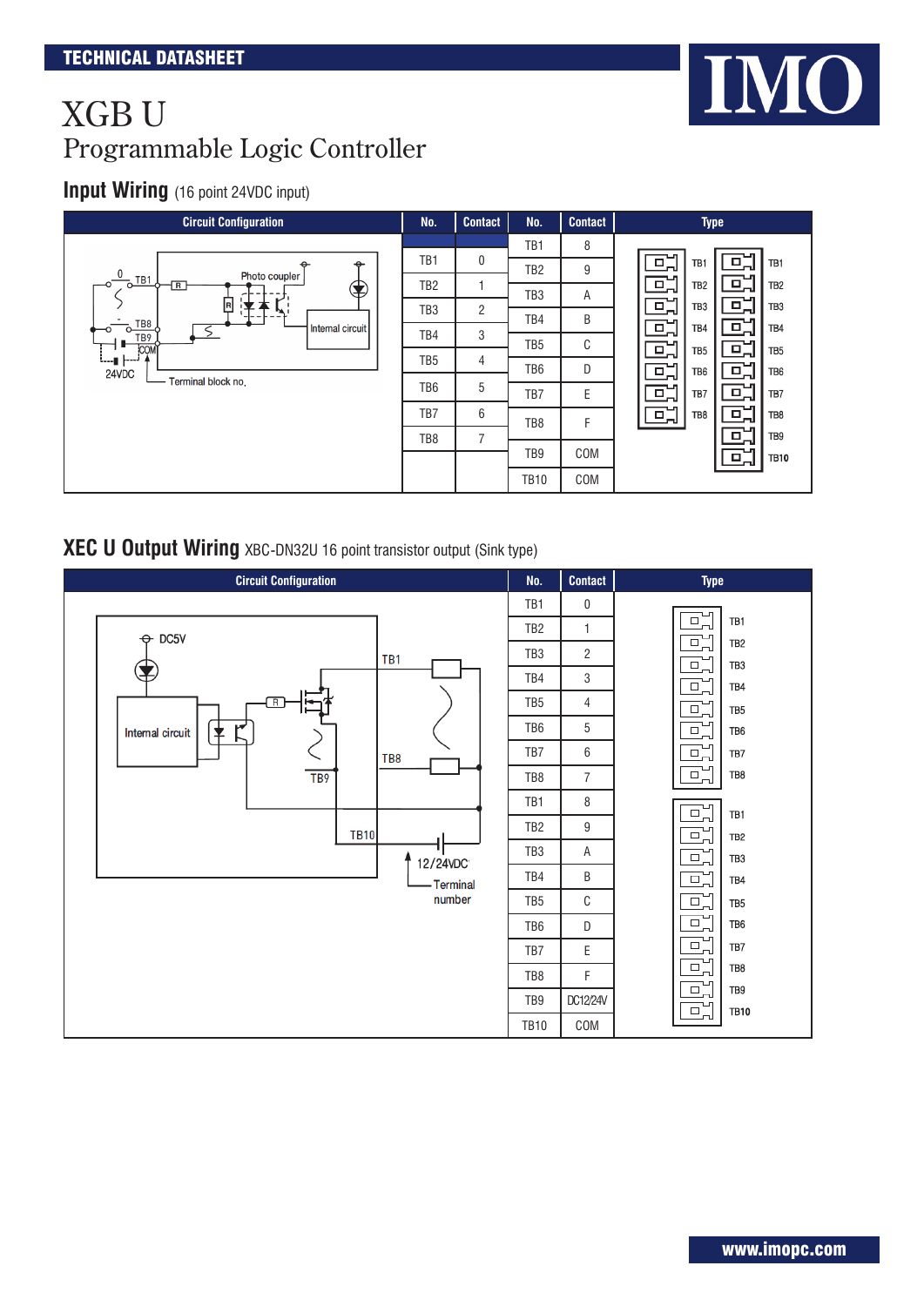**TECHNICAL DATASHEET**

# XGB U

## Programmable Logic Controller

### Input Wiring (16 point 24VDC input)

| Circuit Configuration | No. | Contact | No. | Contact | Type |
|---|---|---|---|---|---|
| | | | TB1 | 8 | |
| | TB1 | 0 | TB2 | 9 | |
| | TB2 | 1 | TB3 | A | |
| | TB3 | 2 | TB4 | B | |
| | TB4 | 3 | TB5 | C | |
| | TB5 | 4 | TB6 | D | |
| | TB6 | 5 | TB7 | E | |
| | TB7 | 6 | TB8 | F | |
| | TB8 | 7 | TB9 | COM | |
| | | | TB10 | COM | |

### XEC U Output Wiring XBC-DN32U 16 point transistor output (Sink type)

| Circuit Configuration | No. | Contact | Type |
|---|---|---|---|
| | TB1 | 0 | |
| | TB2 | 1 | |
| | TB3 | 2 | |
| | TB4 | 3 | |
| | TB5 | 4 | |
| | TB6 | 5 | |
| | TB7 | 6 | |
| | TB8 | 7 | |
| | TB1 | 8 | |
| | TB2 | 9 | |
| | TB3 | A | |
| | TB4 | B | |
| | TB5 | C | |
| | TB6 | D | |
| | TB7 | E | |
| | TB8 | F | |
| | TB9 | DC12/24V | |
| | TB10 | COM | |

www.imopc.com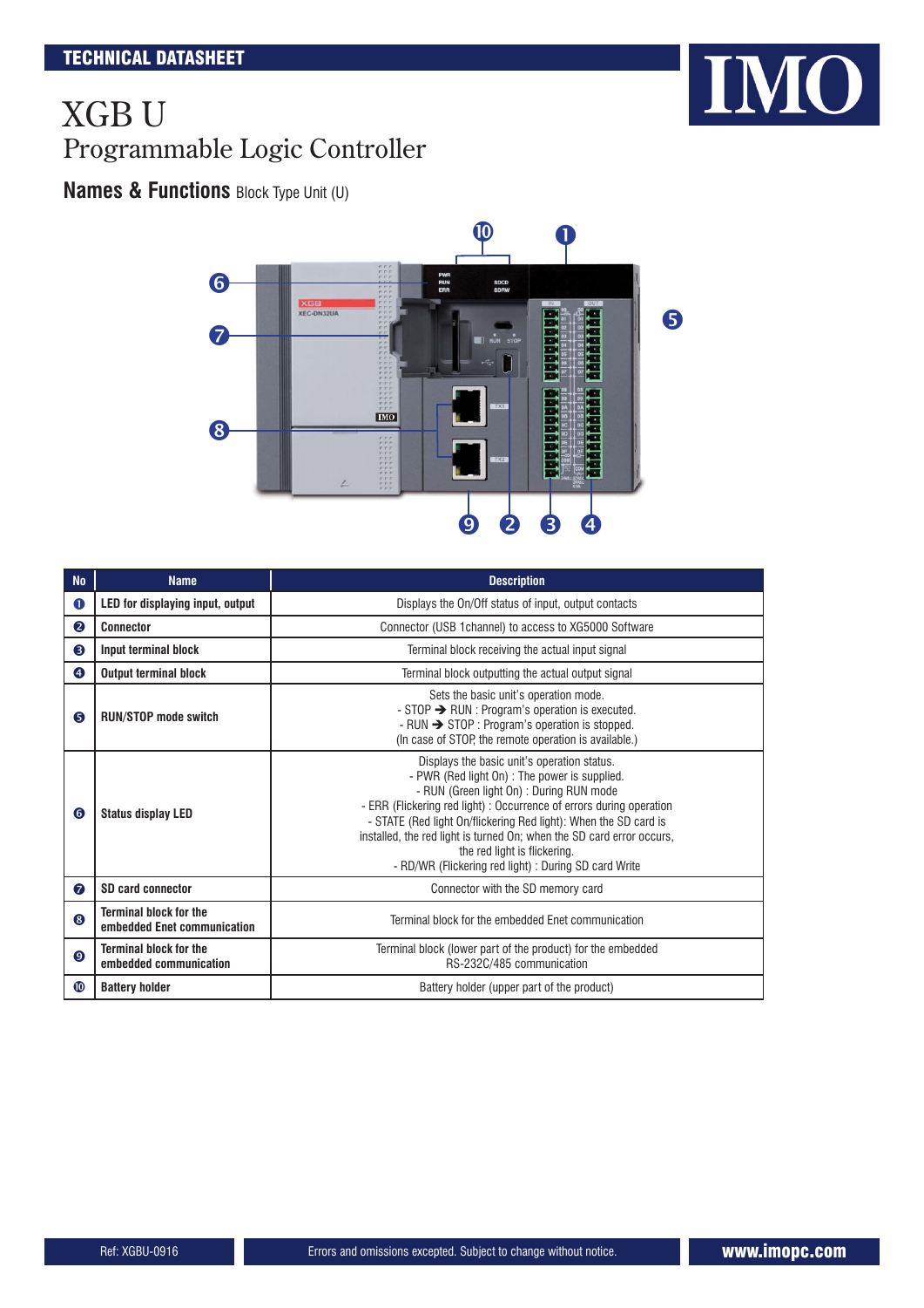# XGB U
## Programmable Logic Controller

### Names & Functions Block Type Unit (U)

| No | Name | Description |
|---|---|---|
| ❶ | LED for displaying input, output | Displays the On/Off status of input, output contacts |
| ❷ | Connector | Connector (USB 1channel) to access to XG5000 Software |
| ❸ | Input terminal block | Terminal block receiving the actual input signal |
| ❹ | Output terminal block | Terminal block outputting the actual output signal |
| ❺ | RUN/STOP mode switch | Sets the basic unit's operation mode.<br>- STOP ➔ RUN : Program's operation is executed.<br>- RUN ➔ STOP : Program's operation is stopped.<br>(In case of STOP, the remote operation is available.) |
| ❻ | Status display LED | Displays the basic unit's operation status.<br>- PWR (Red light On) : The power is supplied.<br>- RUN (Green light On) : During RUN mode<br>- ERR (Flickering red light) : Occurrence of errors during operation<br>- STATE (Red light On/flickering Red light): When the SD card is installed, the red light is turned On; when the SD card error occurs, the red light is flickering.<br>- RD/WR (Flickering red light) : During SD card Write |
| ❼ | SD card connector | Connector with the SD memory card |
| ❽ | Terminal block for the embedded Enet communication | Terminal block for the embedded Enet communication |
| ❾ | Terminal block for the embedded communication | Terminal block (lower part of the product) for the embedded RS-232C/485 communication |
| ❿ | Battery holder | Battery holder (upper part of the product) |

Ref: XGBU-0916

Errors and omissions excepted. Subject to change without notice.

www.imopc.com